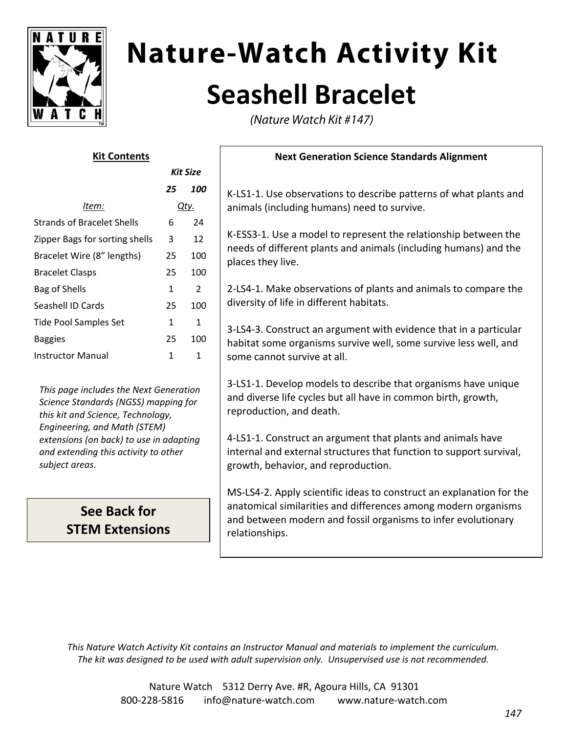# Nature-Watch Activity Kit

## Seashell Bracelet

*(Nature Watch Kit #147)*

**Kit Contents**

| *Item:* | *Kit Size* 25 | *Kit Size* 100 |
|---|---|---|
| | *Qty.* | |
| Strands of Bracelet Shells | 6 | 24 |
| Zipper Bags for sorting shells | 3 | 12 |
| Bracelet Wire (8" lengths) | 25 | 100 |
| Bracelet Clasps | 25 | 100 |
| Bag of Shells | 1 | 2 |
| Seashell ID Cards | 25 | 100 |
| Tide Pool Samples Set | 1 | 1 |
| Baggies | 25 | 100 |
| Instructor Manual | 1 | 1 |

*This page includes the Next Generation Science Standards (NGSS) mapping for this kit and Science, Technology, Engineering, and Math (STEM) extensions (on back) to use in adapting and extending this activity to other subject areas.*

**See Back for STEM Extensions**

**Next Generation Science Standards Alignment**

K-LS1-1. Use observations to describe patterns of what plants and animals (including humans) need to survive.

K-ESS3-1. Use a model to represent the relationship between the needs of different plants and animals (including humans) and the places they live.

2-LS4-1. Make observations of plants and animals to compare the diversity of life in different habitats.

3-LS4-3. Construct an argument with evidence that in a particular habitat some organisms survive well, some survive less well, and some cannot survive at all.

3-LS1-1. Develop models to describe that organisms have unique and diverse life cycles but all have in common birth, growth, reproduction, and death.

4-LS1-1. Construct an argument that plants and animals have internal and external structures that function to support survival, growth, behavior, and reproduction.

MS-LS4-2. Apply scientific ideas to construct an explanation for the anatomical similarities and differences among modern organisms and between modern and fossil organisms to infer evolutionary relationships.

*This Nature Watch Activity Kit contains an Instructor Manual and materials to implement the curriculum. The kit was designed to be used with adult supervision only. Unsupervised use is not recommended.*

Nature Watch 5312 Derry Ave. #R, Agoura Hills, CA 91301
800-228-5816 info@nature-watch.com www.nature-watch.com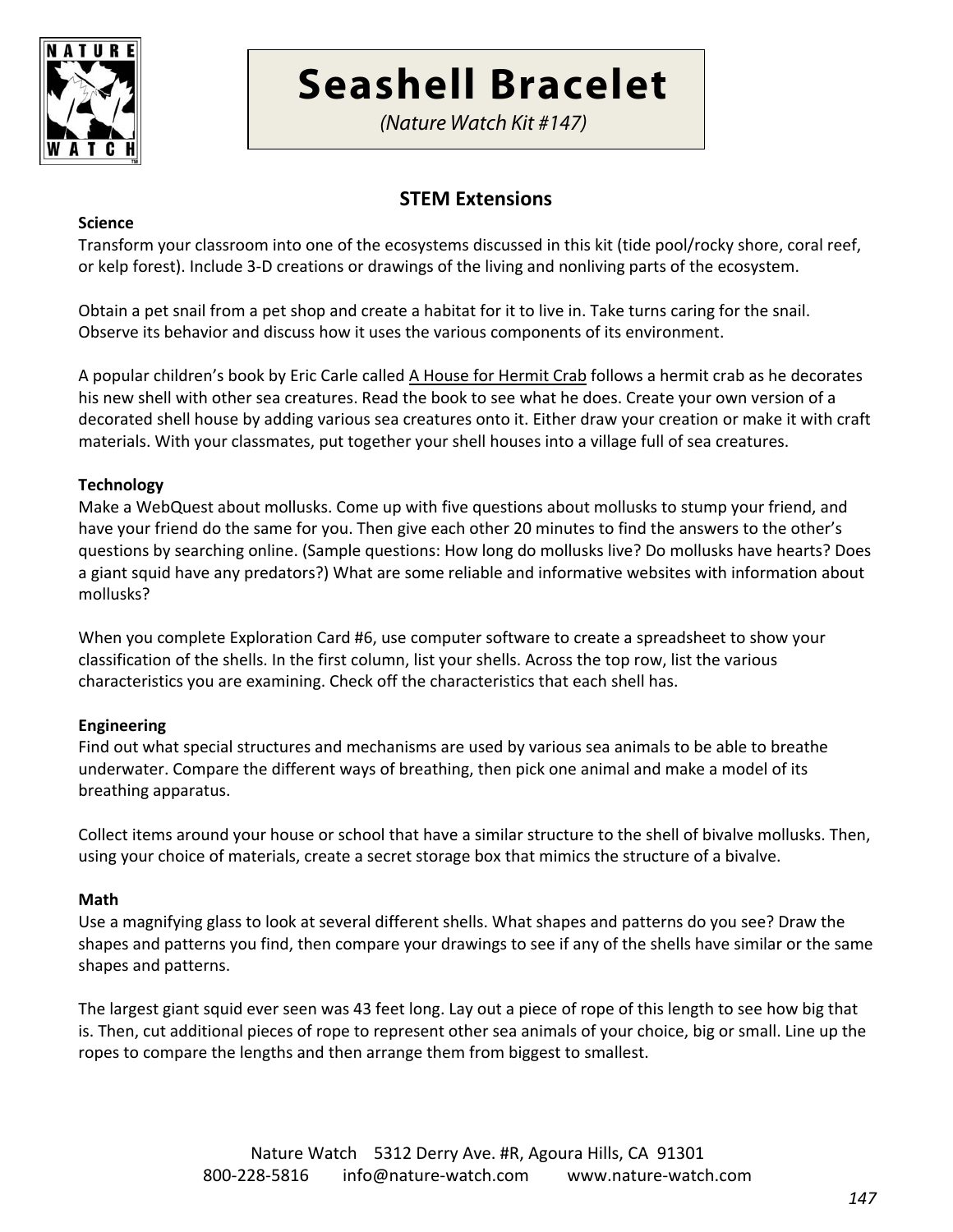# Seashell Bracelet

*(Nature Watch Kit #147)*

## STEM Extensions

**Science**

Transform your classroom into one of the ecosystems discussed in this kit (tide pool/rocky shore, coral reef, or kelp forest). Include 3-D creations or drawings of the living and nonliving parts of the ecosystem.

Obtain a pet snail from a pet shop and create a habitat for it to live in. Take turns caring for the snail. Observe its behavior and discuss how it uses the various components of its environment.

A popular children's book by Eric Carle called A House for Hermit Crab follows a hermit crab as he decorates his new shell with other sea creatures. Read the book to see what he does. Create your own version of a decorated shell house by adding various sea creatures onto it. Either draw your creation or make it with craft materials. With your classmates, put together your shell houses into a village full of sea creatures.

**Technology**

Make a WebQuest about mollusks. Come up with five questions about mollusks to stump your friend, and have your friend do the same for you. Then give each other 20 minutes to find the answers to the other's questions by searching online. (Sample questions: How long do mollusks live? Do mollusks have hearts? Does a giant squid have any predators?) What are some reliable and informative websites with information about mollusks?

When you complete Exploration Card #6, use computer software to create a spreadsheet to show your classification of the shells. In the first column, list your shells. Across the top row, list the various characteristics you are examining. Check off the characteristics that each shell has.

**Engineering**

Find out what special structures and mechanisms are used by various sea animals to be able to breathe underwater. Compare the different ways of breathing, then pick one animal and make a model of its breathing apparatus.

Collect items around your house or school that have a similar structure to the shell of bivalve mollusks. Then, using your choice of materials, create a secret storage box that mimics the structure of a bivalve.

**Math**

Use a magnifying glass to look at several different shells. What shapes and patterns do you see? Draw the shapes and patterns you find, then compare your drawings to see if any of the shells have similar or the same shapes and patterns.

The largest giant squid ever seen was 43 feet long. Lay out a piece of rope of this length to see how big that is. Then, cut additional pieces of rope to represent other sea animals of your choice, big or small. Line up the ropes to compare the lengths and then arrange them from biggest to smallest.

Nature Watch 5312 Derry Ave. #R, Agoura Hills, CA 91301
800-228-5816 info@nature-watch.com www.nature-watch.com